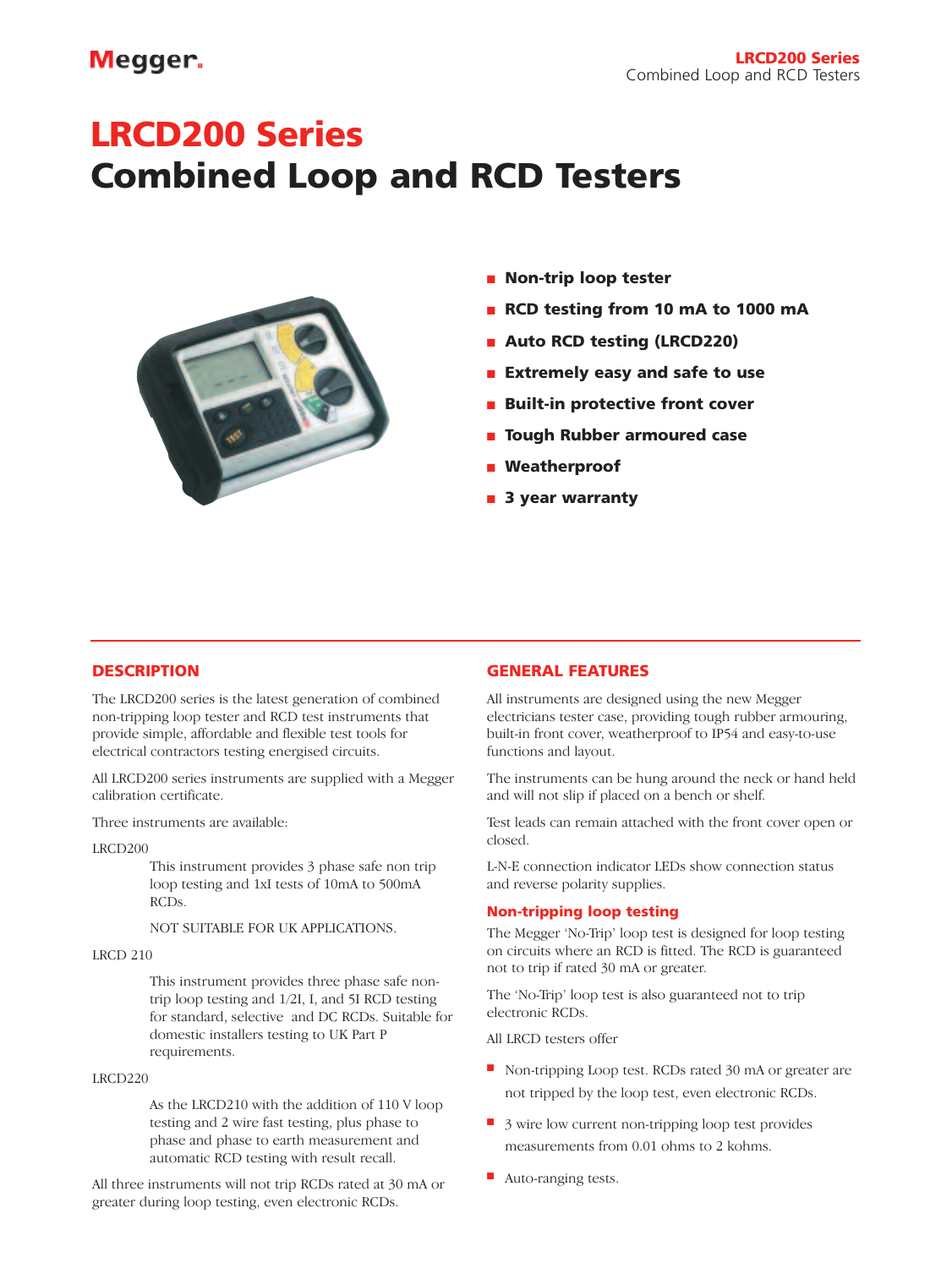# LRCD200 Series
# Combined Loop and RCD Testers

- **Non-trip loop tester**
- **RCD testing from 10 mA to 1000 mA**
- **Auto RCD testing (LRCD220)**
- **Extremely easy and safe to use**
- **Built-in protective front cover**
- **Tough Rubber armoured case**
- **Weatherproof**
- **3 year warranty**

## DESCRIPTION

The LRCD200 series is the latest generation of combined non-tripping loop tester and RCD test instruments that provide simple, affordable and flexible test tools for electrical contractors testing energised circuits.

All LRCD200 series instruments are supplied with a Megger calibration certificate.

Three instruments are available:

LRCD200

This instrument provides 3 phase safe non trip loop testing and 1xI tests of 10mA to 500mA RCDs.

NOT SUITABLE FOR UK APPLICATIONS.

LRCD 210

This instrument provides three phase safe non-trip loop testing and 1/2I, I, and 5I RCD testing for standard, selective and DC RCDs. Suitable for domestic installers testing to UK Part P requirements.

LRCD220

As the LRCD210 with the addition of 110 V loop testing and 2 wire fast testing, plus phase to phase and phase to earth measurement and automatic RCD testing with result recall.

All three instruments will not trip RCDs rated at 30 mA or greater during loop testing, even electronic RCDs.

## GENERAL FEATURES

All instruments are designed using the new Megger electricians tester case, providing tough rubber armouring, built-in front cover, weatherproof to IP54 and easy-to-use functions and layout.

The instruments can be hung around the neck or hand held and will not slip if placed on a bench or shelf.

Test leads can remain attached with the front cover open or closed.

L-N-E connection indicator LEDs show connection status and reverse polarity supplies.

### Non-tripping loop testing

The Megger 'No-Trip' loop test is designed for loop testing on circuits where an RCD is fitted. The RCD is guaranteed not to trip if rated 30 mA or greater.

The 'No-Trip' loop test is also guaranteed not to trip electronic RCDs.

All LRCD testers offer

- Non-tripping Loop test. RCDs rated 30 mA or greater are not tripped by the loop test, even electronic RCDs.
- 3 wire low current non-tripping loop test provides measurements from 0.01 ohms to 2 kohms.
- Auto-ranging tests.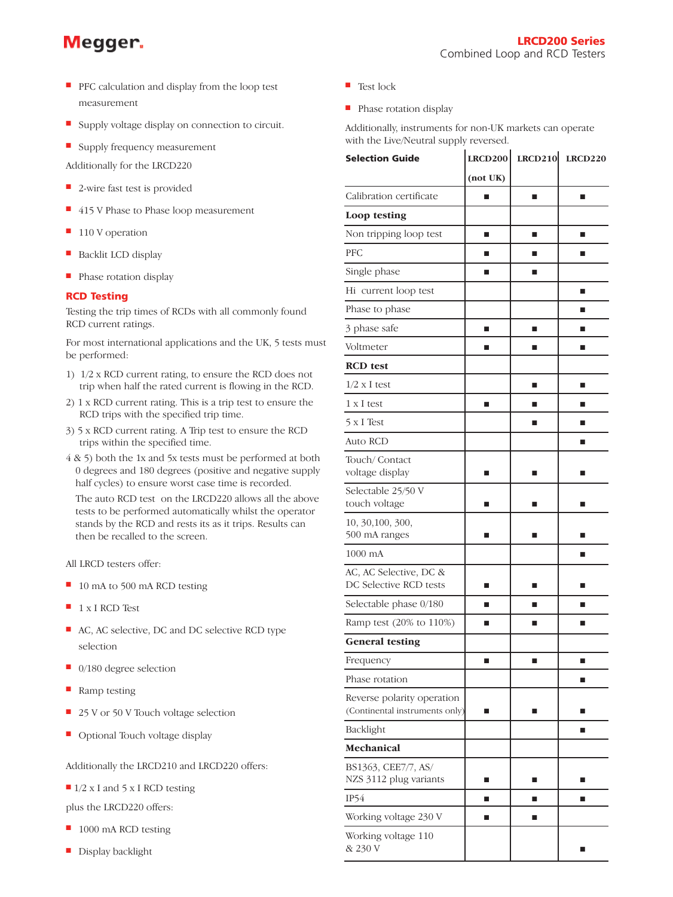- PFC calculation and display from the loop test measurement
- Supply voltage display on connection to circuit.
- Supply frequency measurement

Additionally for the LRCD220

- 2-wire fast test is provided
- 415 V Phase to Phase loop measurement
- 110 V operation
- Backlit LCD display
- Phase rotation display

## RCD Testing

Testing the trip times of RCDs with all commonly found RCD current ratings.

For most international applications and the UK, 5 tests must be performed:

1) 1/2 x RCD current rating, to ensure the RCD does not trip when half the rated current is flowing in the RCD.
2) 1 x RCD current rating. This is a trip test to ensure the RCD trips with the specified trip time.
3) 5 x RCD current rating. A Trip test to ensure the RCD trips within the specified time.

4 & 5) both the 1x and 5x tests must be performed at both 0 degrees and 180 degrees (positive and negative supply half cycles) to ensure worst case time is recorded.

The auto RCD test on the LRCD220 allows all the above tests to be performed automatically whilst the operator stands by the RCD and rests its as it trips. Results can then be recalled to the screen.

All LRCD testers offer:

- 10 mA to 500 mA RCD testing
- 1 x I RCD Test
- AC, AC selective, DC and DC selective RCD type selection
- 0/180 degree selection
- Ramp testing
- 25 V or 50 V Touch voltage selection
- Optional Touch voltage display

Additionally the LRCD210 and LRCD220 offers:

- 1/2 x I and 5 x I RCD testing

plus the LRCD220 offers:

- 1000 mA RCD testing
- Display backlight
- Test lock
- Phase rotation display

Additionally, instruments for non-UK markets can operate with the Live/Neutral supply reversed.

| Selection Guide | LRCD200 (not UK) | LRCD210 | LRCD220 |
|---|---|---|---|
| Calibration certificate | ■ | ■ | ■ |
| **Loop testing** | | | |
| Non tripping loop test | ■ | ■ | ■ |
| PFC | ■ | ■ | ■ |
| Single phase | ■ | ■ | |
| Hi current loop test | | | ■ |
| Phase to phase | | | ■ |
| 3 phase safe | ■ | ■ | ■ |
| Voltmeter | ■ | ■ | ■ |
| **RCD test** | | | |
| 1/2 x I test | | ■ | ■ |
| 1 x I test | ■ | ■ | ■ |
| 5 x I Test | | ■ | ■ |
| Auto RCD | | | ■ |
| Touch/ Contact voltage display | ■ | ■ | ■ |
| Selectable 25/50 V touch voltage | ■ | ■ | ■ |
| 10, 30,100, 300, 500 mA ranges | ■ | ■ | ■ |
| 1000 mA | | | ■ |
| AC, AC Selective, DC & DC Selective RCD tests | ■ | ■ | ■ |
| Selectable phase 0/180 | ■ | ■ | ■ |
| Ramp test (20% to 110%) | ■ | ■ | ■ |
| **General testing** | | | |
| Frequency | ■ | ■ | ■ |
| Phase rotation | | | ■ |
| Reverse polarity operation (Continental instruments only) | ■ | ■ | ■ |
| Backlight | | | ■ |
| **Mechanical** | | | |
| BS1363, CEE7/7, AS/ NZS 3112 plug variants | ■ | ■ | ■ |
| IP54 | ■ | ■ | ■ |
| Working voltage 230 V | ■ | ■ | |
| Working voltage 110 & 230 V | | | ■ |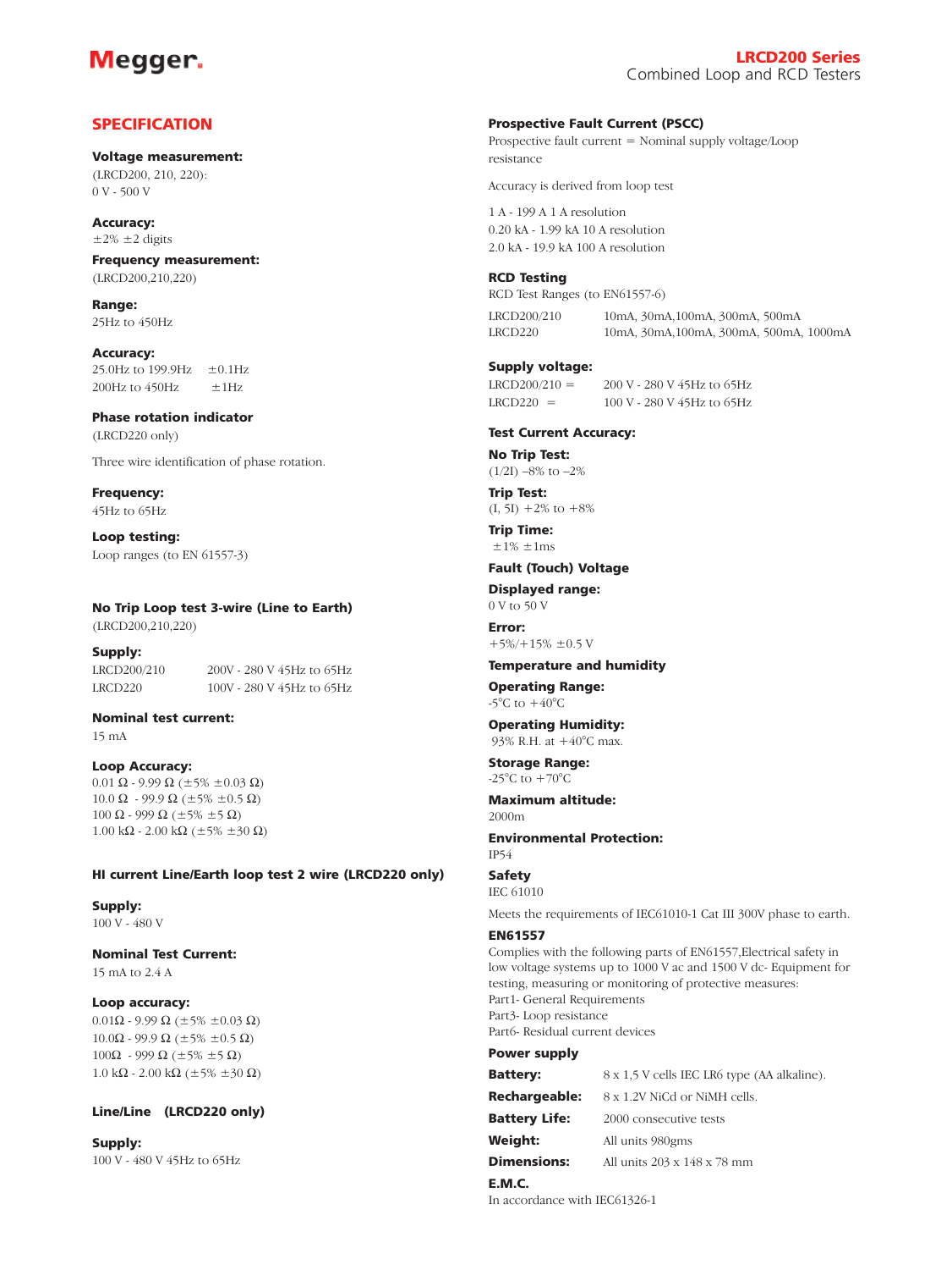## SPECIFICATION

**Voltage measurement:**
(LRCD200, 210, 220):
0 V - 500 V

**Accuracy:**
±2% ±2 digits

**Frequency measurement:**
(LRCD200,210,220)

**Range:**
25Hz to 450Hz

**Accuracy:**

| | |
|---|---|
| 25.0Hz to 199.9Hz | ±0.1Hz |
| 200Hz to 450Hz | ±1Hz |

**Phase rotation indicator**
(LRCD220 only)

Three wire identification of phase rotation.

**Frequency:**
45Hz to 65Hz

**Loop testing:**
Loop ranges (to EN 61557-3)

**No Trip Loop test 3-wire (Line to Earth)**
(LRCD200,210,220)

**Supply:**

| | |
|---|---|
| LRCD200/210 | 200V - 280 V 45Hz to 65Hz |
| LRCD220 | 100V - 280 V 45Hz to 65Hz |

**Nominal test current:**
15 mA

**Loop Accuracy:**
0.01 Ω - 9.99 Ω (±5% ±0.03 Ω)
10.0 Ω - 99.9 Ω (±5% ±0.5 Ω)
100 Ω - 999 Ω (±5% ±5 Ω)
1.00 kΩ - 2.00 kΩ (±5% ±30 Ω)

**HI current Line/Earth loop test 2 wire (LRCD220 only)**

**Supply:**
100 V - 480 V

**Nominal Test Current:**
15 mA to 2.4 A

**Loop accuracy:**
0.01Ω - 9.99 Ω (±5% ±0.03 Ω)
10.0Ω - 99.9 Ω (±5% ±0.5 Ω)
100Ω - 999 Ω (±5% ±5 Ω)
1.0 kΩ - 2.00 kΩ (±5% ±30 Ω)

**Line/Line (LRCD220 only)**

**Supply:**
100 V - 480 V 45Hz to 65Hz

**Prospective Fault Current (PSCC)**
Prospective fault current = Nominal supply voltage/Loop resistance

Accuracy is derived from loop test

1 A - 199 A 1 A resolution
0.20 kA - 1.99 kA 10 A resolution
2.0 kA - 19.9 kA 100 A resolution

**RCD Testing**
RCD Test Ranges (to EN61557-6)

| | |
|---|---|
| LRCD200/210 | 10mA, 30mA,100mA, 300mA, 500mA |
| LRCD220 | 10mA, 30mA,100mA, 300mA, 500mA, 1000mA |

**Supply voltage:**

| | |
|---|---|
| LRCD200/210 = | 200 V - 280 V 45Hz to 65Hz |
| LRCD220 = | 100 V - 280 V 45Hz to 65Hz |

**Test Current Accuracy:**

**No Trip Test:**
(1/2I) –8% to –2%

**Trip Test:**
(I, 5I) +2% to +8%

**Trip Time:**
±1% ±1ms

**Fault (Touch) Voltage**

**Displayed range:**
0 V to 50 V

**Error:**
+5%/+15% ±0.5 V

**Temperature and humidity**

**Operating Range:**
-5°C to +40°C

**Operating Humidity:**
93% R.H. at +40°C max.

**Storage Range:**
-25°C to +70°C

**Maximum altitude:**
2000m

**Environmental Protection:**
IP54

**Safety**
IEC 61010

Meets the requirements of IEC61010-1 Cat III 300V phase to earth.

**EN61557**
Complies with the following parts of EN61557,Electrical safety in low voltage systems up to 1000 V ac and 1500 V dc- Equipment for testing, measuring or monitoring of protective measures:
Part1- General Requirements
Part3- Loop resistance
Part6- Residual current devices

**Power supply**

| | |
|---|---|
| **Battery:** | 8 x 1,5 V cells IEC LR6 type (AA alkaline). |
| **Rechargeable:** | 8 x 1.2V NiCd or NiMH cells. |
| **Battery Life:** | 2000 consecutive tests |
| **Weight:** | All units 980gms |
| **Dimensions:** | All units 203 x 148 x 78 mm |

**E.M.C.**
In accordance with IEC61326-1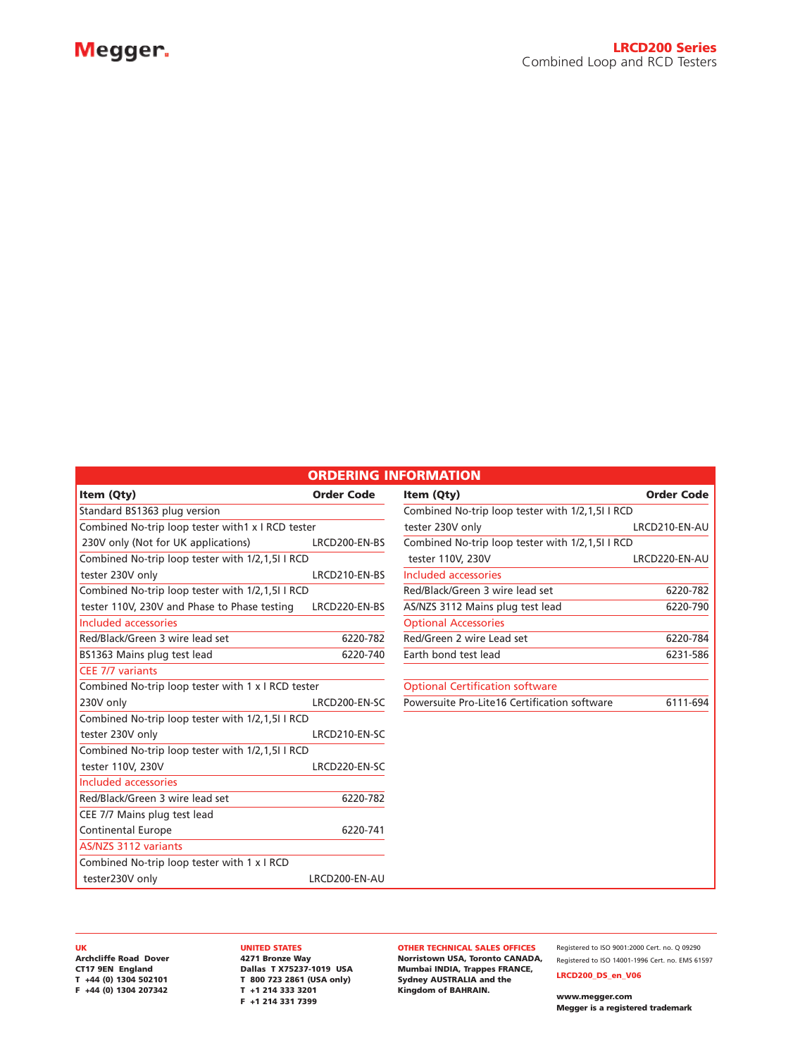## ORDERING INFORMATION

| Item (Qty) | Order Code |
|---|---|
| Standard BS1363 plug version | |
| Combined No-trip loop tester with1 x I RCD tester 230V only (Not for UK applications) | LRCD200-EN-BS |
| Combined No-trip loop tester with 1/2,1,5I I RCD tester 230V only | LRCD210-EN-BS |
| Combined No-trip loop tester with 1/2,1,5I I RCD tester 110V, 230V and Phase to Phase testing | LRCD220-EN-BS |
| Included accessories | |
| Red/Black/Green 3 wire lead set | 6220-782 |
| BS1363 Mains plug test lead | 6220-740 |
| CEE 7/7 variants | |
| Combined No-trip loop tester with 1 x I RCD tester 230V only | LRCD200-EN-SC |
| Combined No-trip loop tester with 1/2,1,5I I RCD tester 230V only | LRCD210-EN-SC |
| Combined No-trip loop tester with 1/2,1,5I I RCD tester 110V, 230V | LRCD220-EN-SC |
| Included accessories | |
| Red/Black/Green 3 wire lead set | 6220-782 |
| CEE 7/7 Mains plug test lead Continental Europe | 6220-741 |
| AS/NZS 3112 variants | |
| Combined No-trip loop tester with 1 x I RCD tester230V only | LRCD200-EN-AU |

| Item (Qty) | Order Code |
|---|---|
| Combined No-trip loop tester with 1/2,1,5I I RCD tester 230V only | LRCD210-EN-AU |
| Combined No-trip loop tester with 1/2,1,5I I RCD tester 110V, 230V | LRCD220-EN-AU |
| Included accessories | |
| Red/Black/Green 3 wire lead set | 6220-782 |
| AS/NZS 3112 Mains plug test lead | 6220-790 |
| Optional Accessories | |
| Red/Green 2 wire Lead set | 6220-784 |
| Earth bond test lead | 6231-586 |
| Optional Certification software | |
| Powersuite Pro-Lite16 Certification software | 6111-694 |

**UK**
**Archcliffe Road Dover**
**CT17 9EN England**
**T +44 (0) 1304 502101**
**F +44 (0) 1304 207342**

**UNITED STATES**
**4271 Bronze Way**
**Dallas T X75237-1019 USA**
**T 800 723 2861 (USA only)**
**T +1 214 333 3201**
**F +1 214 331 7399**

**OTHER TECHNICAL SALES OFFICES**
**Norristown USA, Toronto CANADA, Mumbai INDIA, Trappes FRANCE, Sydney AUSTRALIA and the Kingdom of BAHRAIN.**

Registered to ISO 9001:2000 Cert. no. Q 09290
Registered to ISO 14001-1996 Cert. no. EMS 61597

**LRCD200_DS_en_V06**

**www.megger.com**
**Megger is a registered trademark**